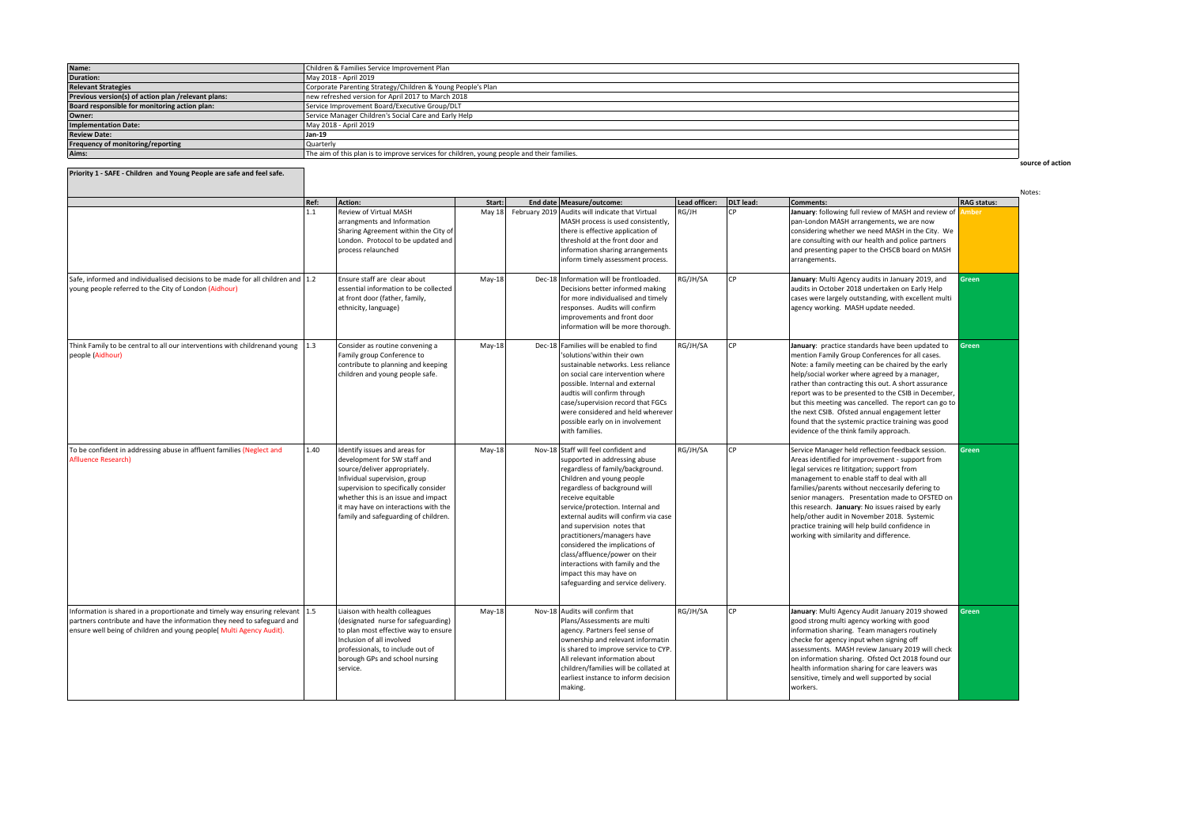| | |
|---|---|
| **Name:** | Children & Families Service Improvement Plan |
| **Duration:** | May 2018 - April 2019 |
| **Relevant Strategies** | Corporate Parenting Strategy/Children & Young People's Plan |
| **Previous version(s) of action plan /relevant plans:** | new refreshed version for April 2017 to March 2018 |
| **Board responsible for monitoring action plan:** | Service Improvement Board/Executive Group/DLT |
| **Owner:** | Service Manager Children's Social Care and Early Help |
| **Implementation Date:** | May 2018 - April 2019 |
| **Review Date:** | **Jan-19** |
| **Frequency of monitoring/reporting** | Quarterly |
| **Aims:** | The aim of this plan is to improve services for children, young people and their families. |

**source of action**

Notes:

| **Priority 1 - SAFE - Children and Young People are safe and feel safe.** | **Ref:** | **Action:** | **Start:** | **End date** | **Measure/outcome:** | **Lead officer:** | **DLT lead:** | **Comments:** | **RAG status:** |
|---|---|---|---|---|---|---|---|---|---|
| | 1.1 | Review of Virtual MASH arrangments and Information Sharing Agreement within the City of London. Protocol to be updated and process relaunched | May 18 | February 2019 | Audits will indicate that Virtual MASH process is used consistently, there is effective application of threshold at the front door and information sharing arrangements inform timely assessment process. | RG/JH | CP | **January**: following full review of MASH and review of pan-London MASH arrangements, we are now considering whether we need MASH in the City. We are consulting with our health and police partners and presenting paper to the CHSCB board on MASH arrangements. | Amber |
| Safe, informed and individualised decisions to be made for all children and young people referred to the City of London (Aidhour) | 1.2 | Ensure staff are clear about essential information to be collected at front door (father, family, ethnicity, language) | May-18 | Dec-18 | Information will be frontloaded. Decisions better informed making for more individualised and timely responses. Audits will confirm improvements and front door information will be more thorough. | RG/JH/SA | CP | **January**: Multi Agency audits in January 2019, and audits in October 2018 undertaken on Early Help cases were largely outstanding, with excellent multi agency working. MASH update needed. | Green |
| Think Family to be central to all our interventions with childrenand young people (Aidhour) | 1.3 | Consider as routine convening a Family group Conference to contribute to planning and keeping children and young people safe. | May-18 | Dec-18 | Families will be enabled to find 'solutions'within their own sustainable networks. Less reliance on social care intervention where possible. Internal and external audtis will confirm through case/supervision record that FGCs were considered and held wherever possible early on in involvement with families. | RG/JH/SA | CP | **January**: practice standards have been updated to mention Family Group Conferences for all cases. Note: a family meeting can be chaired by the early help/social worker where agreed by a manager, rather than contracting this out. A short assurance report was to be presented to the CSIB in December, but this meeting was cancelled. The report can go to the next CSIB. Ofsted annual engagement letter found that the systemic practice training was good evidence of the think family approach. | Green |
| To be confident in addressing abuse in affluent families (Neglect and Affluence Research) | 1.40 | Identify issues and areas for development for SW staff and source/deliver appropriately. Infividual supervision, group supervision to specifically consider whether this is an issue and impact it may have on interactions with the family and safeguarding of children. | May-18 | Nov-18 | Staff will feel confident and supported in addressing abuse regardless of family/background. Children and young people regardless of background will receive equitable service/protection. Internal and external audits will confirm via case and supervision notes that practitioners/managers have considered the implications of class/affluence/power on their interactions with family and the impact this may have on safeguarding and service delivery. | RG/JH/SA | CP | Service Manager held reflection feedback session. Areas identified for improvement - support from legal services re lititgation; support from management to enable staff to deal with all families/parents without neccesarily defering to senior managers. Presentation made to OFSTED on this research. **January**: No issues raised by early help/other audit in November 2018. Systemic practice training will help build confidence in working with similarity and difference. | Green |
| Information is shared in a proportionate and timely way ensuring relevant partners contribute and have the information they need to safeguard and ensure well being of children and young people( Multi Agency Audit). | 1.5 | Liaison with health colleagues (designated nurse for safeguarding) to plan most effective way to ensure Inclusion of all involved professionals, to include out of borough GPs and school nursing service. | May-18 | Nov-18 | Audits will confirm that Plans/Assessments are multi agency. Partners feel sense of ownership and relevant informatin is shared to improve service to CYP. All relevant information about children/families will be collated at earliest instance to inform decision making. | RG/JH/SA | CP | **January**: Multi Agency Audit January 2019 showed good strong multi agency working with good information sharing. Team managers routinely checke for agency input when signing off assessments. MASH review January 2019 will check on information sharing. Ofsted Oct 2018 found our health information sharing for care leavers was sensitive, timely and well supported by social workers. | Green |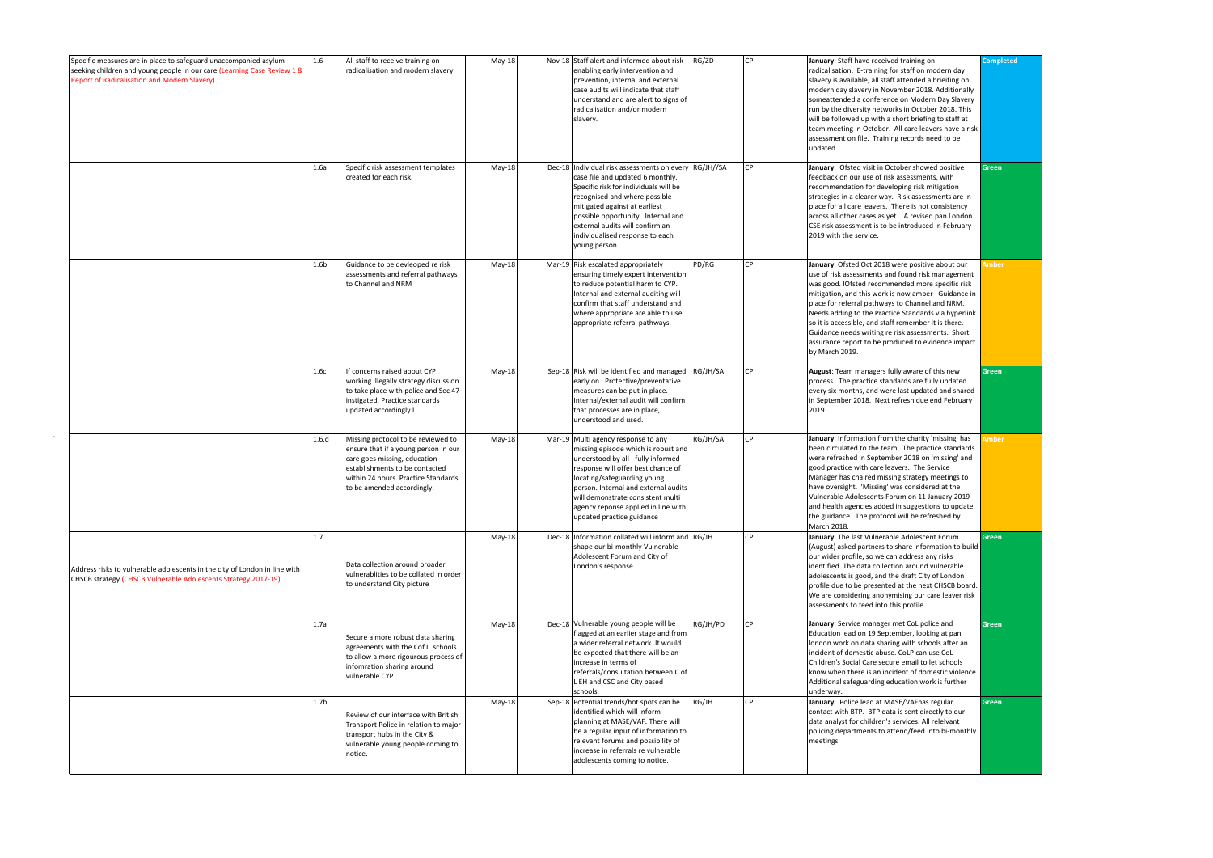| | | | | | | | | | |
|---|---|---|---|---|---|---|---|---|---|
| Specific measures are in place to safeguard unaccompanied asylum seeking children and young people in our care (Learning Case Review 1 & Report of Radicalisation and Modern Slavery) | 1.6 | All staff to receive training on radicalisation and modern slavery. | May-18 | Nov-18 | Staff alert and informed about risk enabling early intervention and prevention, internal and external case audits will indicate that staff understand and are alert to signs of radicalisation and/or modern slavery. | RG/ZD | CP | **January**: Staff have received training on radicalisation. E-training for staff on modern day slavery is available, all staff attended a brieifing on modern day slavery in November 2018. Additionally someattended a conference on Modern Day Slavery run by the diversity networks in October 2018. This will be followed up with a short briefing to staff at team meeting in October. All care leavers have a risk assessment on file. Training records need to be updated. | Completed |
| | 1.6a | Specific risk assessment templates created for each risk. | May-18 | Dec-18 | Individual risk assessments on every case file and updated 6 monthly. Specific risk for individuals will be recognised and where possible mitigated against at earliest possible opportunity. Internal and external audits will confirm an individualised response to each young person. | RG/JH//SA | CP | **January**: Ofsted visit in October showed positive feedback on our use of risk assessments, with recommendation for developing risk mitigation strategies in a clearer way. Risk assessments are in place for all care leavers. There is not consistency across all other cases as yet. A revised pan London CSE risk assessment is to be introduced in February 2019 with the service. | Green |
| | 1.6b | Guidance to be devleoped re risk assessments and referral pathways to Channel and NRM | May-18 | Mar-19 | Risk escalated appropriately ensuring timely expert intervention to reduce potential harm to CYP. Internal and external auditing will confirm that staff understand and where appropriate are able to use appropriate referral pathways. | PD/RG | CP | **January**: Ofsted Oct 2018 were positive about our use of risk assessments and found risk management was good. IOfsted recommended more specific risk mitigation, and this work is now amber Guidance in place for referral pathways to Channel and NRM. Needs adding to the Practice Standards via hyperlink so it is accessible, and staff remember it is there. Guidance needs writing re risk assessments. Short assurance report to be produced to evidence impact by March 2019. | Amber |
| | 1.6c | If concerns raised about CYP working illegally strategy discussion to take place with police and Sec 47 instigated. Practice standards updated accordingly.l | May-18 | Sep-18 | Risk will be identified and managed early on. Protective/preventative measures can be put in place. Internal/external audit will confirm that processes are in place, understood and used. | RG/JH/SA | CP | **August**: Team managers fully aware of this new process. The practice standards are fully updated every six months, and were last updated and shared in September 2018. Next refresh due end February 2019. | Green |
| | 1.6.d | Missing protocol to be reviewed to ensure that if a young person in our care goes missing, education establishments to be contacted within 24 hours. Practice Standards to be amended accordingly. | May-18 | Mar-19 | Multi agency response to any missing episode which is robust and understood by all - fully informed response will offer best chance of locating/safeguarding young person. Internal and external audits will demonstrate consistent multi agency reponse applied in line with updated practice guidance | RG/JH/SA | CP | **January**: Information from the charity 'missing' has been circulated to the team. The practice standards were refreshed in September 2018 on 'missing' and good practice with care leavers. The Service Manager has chaired missing strategy meetings to have oversight. 'Missing' was considered at the Vulnerable Adolescents Forum on 11 January 2019 and health agencies added in suggestions to update the guidance. The protocol will be refreshed by March 2018. | Amber |
| Address risks to vulnerable adolescents in the city of London in line with CHSCB strategy.(CHSCB Vulnerable Adolescents Strategy 2017-19). | 1.7 | Data collection around broader vulnerablities to be collated in order to understand City picture | May-18 | Dec-18 | Information collated will inform and shape our bi-monthly Vulnerable Adolescent Forum and City of London's response. | RG/JH | CP | **January**: The last Vulnerable Adolescent Forum (August) asked partners to share information to build our wider profile, so we can address any risks identified. The data collection around vulnerable adolescents is good, and the draft City of London profile due to be presented at the next CHSCB board. We are considering anonymising our care leaver risk assessments to feed into this profile. | Green |
| | 1.7a | Secure a more robust data sharing agreements with the Cof L schools to allow a more rigourous process of infomration sharing around vulnerable CYP | May-18 | Dec-18 | Vulnerable young people will be flagged at an earlier stage and from a wider referral network. It would be expected that there will be an increase in terms of referrals/consultation between C of L EH and CSC and City based schools. | RG/JH/PD | CP | **January**: Service manager met CoL police and Education lead on 19 September, looking at pan london work on data sharing with schools after an incident of domestic abuse. CoLP can use CoL Children's Social Care secure email to let schools know when there is an incident of domestic violence. Additional safeguarding education work is further underway. | Green |
| | 1.7b | Review of our interface with British Transport Police in relation to major transport hubs in the City & vulnerable young people coming to notice. | May-18 | Sep-18 | Potential trends/hot spots can be identified which will inform planning at MASE/VAF. There will be a regular input of information to relevant forums and possibility of increase in referrals re vulnerable adolescents coming to notice. | RG/JH | CP | **January**: Police lead at MASE/VAFhas regular contact with BTP. BTP data is sent directly to our data analyst for children's services. All relelvant policing departments to attend/feed into bi-monthly meetings. | Green |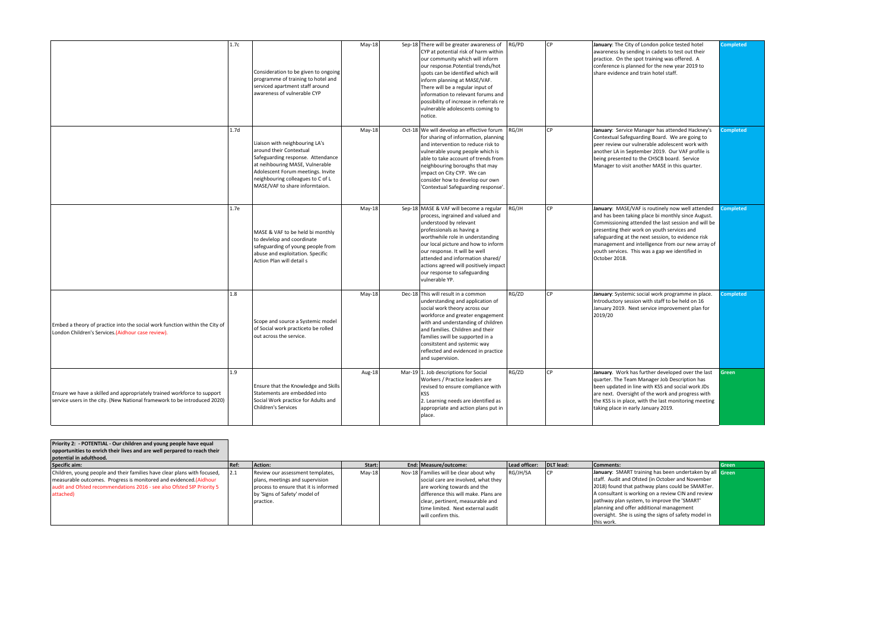| | | | | | | | | | |
|---|---|---|---|---|---|---|---|---|---|
| | 1.7c | Consideration to be given to ongoing programme of training to hotel and serviced apartment staff around awareness of vulnerable CYP | May-18 | Sep-18 | There will be greater awareness of CYP at potential risk of harm within our community which will inform our response.Potential trends/hot spots can be identified which will inform planning at MASE/VAF. There will be a regular input of information to relevant forums and possibility of increase in referrals re vulnerable adolescents coming to notice. | RG/PD | CP | **January**: The City of London police tested hotel awareness by sending in cadets to test out their practice. On the spot training was offered. A conference is planned for the new year 2019 to share evidence and train hotel staff. | Completed |
| | 1.7d | Liaison with neighbouring LA's around their Contextual Safeguarding response. Attendance at neihbouring MASE, Vulnerable Adolescent Forum meetings. Invite neighbouring colleagues to C of L MASE/VAF to share informtaion. | May-18 | Oct-18 | We will develop an effective forum for sharing of information, planning and intervention to reduce risk to vulnerable young people which is able to take account of trends from neighbouring boroughs that may impact on City CYP. We can consider how to develop our own 'Contextual Safeguarding response'. | RG/JH | CP | **January**: Service Manager has attended Hackney's Contextual Safeguarding Board. We are going to peer review our vulnerable adolescent work with another LA in September 2019. Our VAF profile is being presented to the CHSCB board. Service Manager to visit another MASE in this quarter. | Completed |
| | 1.7e | MASE & VAF to be held bi monthly to devlelop and coordinate safeguarding of young people from abuse and exploitation. Specific Action Plan will detail s | May-18 | Sep-18 | MASE & VAF will become a regular process, ingrained and valued and understood by relevant professionals as having a worthwhile role in understanding our local picture and how to inform our response. It will be well attended and information shared/ actions agreed will positively impact our response to safeguarding vulnerable YP. | RG/JH | CP | **January**: MASE/VAF is routinely now well attended and has been taking place bi monthly since August. Commissioning attended the last session and will be presenting their work on youth services and safeguarding at the next session, to evidence risk management and intelligence from our new array of youth services. This was a gap we identified in October 2018. | Completed |
| Embed a theory of practice into the social work function within the City of London Children's Services.(Aidhour case review). | 1.8 | Scope and source a Systemic model of Social work practiceto be rolled out across the service. | May-18 | Dec-18 | This will result in a common understanding and application of social work theory across our workforce and greater engagement with and understanding of children and families. Children and their families swill be supported in a consitstent and systemic way reflected and evidenced in practice and supervision. | RG/ZD | CP | **January**: Systemic social work programme in place. Introductory session with staff to be held on 16 January 2019. Next service improvement plan for 2019/20 | Completed |
| Ensure we have a skilled and appropriately trained workforce to support service users in the city. (New National framework to be introduced 2020) | 1.9 | Ensure that the Knowledge and Skills Statements are embedded into Social Work practice for Adults and Children's Services | Aug-18 | Mar-19 | 1. Job descriptions for Social Workers / Practice leaders are revised to ensure compliance with KSS<br>2. Learning needs are identified as appropriate and action plans put in place. | RG/ZD | CP | **January**. Work has further developed over the last quarter. The Team Manager Job Description has been updated in line with KSS and social work JDs are next. Oversight of the work and progress with the KSS is in place, with the last monitoring meeting taking place in early January 2019. | Green |

| **Priority 2: - POTENTIAL - Our children and young people have equal opportunities to enrich their lives and are well perpared to reach their potential in adulthood.** | | | | | | | | | |
|---|---|---|---|---|---|---|---|---|---|
| **Specific aim:** | **Ref:** | **Action:** | **Start:** | **End:** | **Measure/outcome:** | **Lead officer:** | **DLT lead:** | **Comments:** | **Green** |
| Children, young people and their families have clear plans with focused, measurable outcomes. Progress is monitored and evidenced.(Aidhour audit and Ofsted recommendations 2016 - see also Ofsted SIP Priority 5 attached) | 2.1 | Review our assessment templates, plans, meetings and supervision process to ensure that it is informed by 'Signs of Safety' model of practice. | May-18 | Nov-18 | Families will be clear about why social care are involved, what they are working towards and the difference this will make. Plans are clear, pertinent, measurable and time limited. Next external audit will confirm this. | RG/JH/SA | CP | **January**: SMART training has been undertaken by all staff. Audit and Ofsted (in October and November 2018) found that pathway plans could be SMARTer. A consultant is working on a review CIN and review pathway plan system, to improve the 'SMART' planning and offer additional management oversight. She is using the signs of safety model in this work. | Green |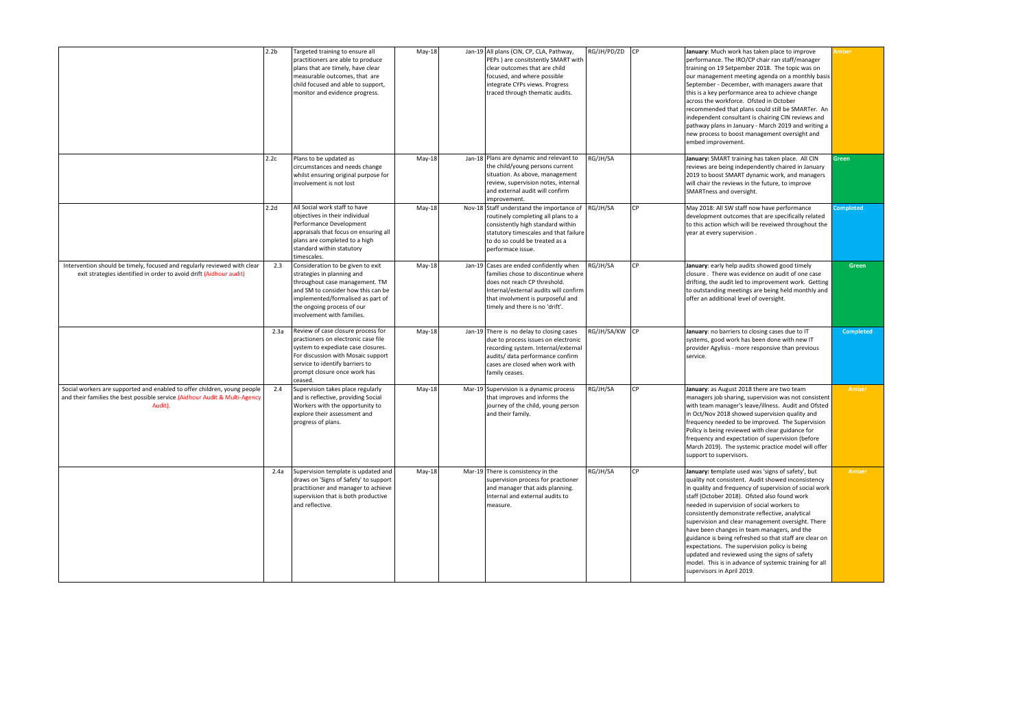| | | | | | | | | | |
|---|---|---|---|---|---|---|---|---|---|
| | 2.2b | Targeted training to ensure all practitioners are able to produce plans that are timely, have clear measurable outcomes, that are child focused and able to support, monitor and evidence progress. | May-18 | Jan-19 | All plans (CIN, CP, CLA, Pathway, PEPs ) are consitstently SMART with clear outcomes that are child focused, and where possible integrate CYPs views. Progress traced through thematic audits. | RG/JH/PD/ZD | CP | **January**: Much work has taken place to improve performance. The IRO/CP chair ran staff/manager training on 19 Setpember 2018. The topic was on our management meeting agenda on a monthly basis September - December, with managers aware that this is a key performance area to achieve change across the workforce. Ofsted in October recommended that plans could still be SMARTer. An independent consultant is chairing CIN reviews and pathway plans in January - March 2019 and writing a new process to boost management oversight and embed improvement. | Amber |
| | 2.2c | Plans to be updated as circumstances and needs change whilst ensuring original purpose for involvement is not lost | May-18 | Jan-18 | Plans are dynamic and relevant to the child/young persons current situation. As above, management review, supervision notes, internal and external audit will confirm improvement. | RG/JH/SA | | **January:** SMART training has taken place. All CIN reviews are being independently chaired in January 2019 to boost SMART dynamic work, and managers will chair the reviews in the future, to improve SMARTness and oversight. | Green |
| | 2.2d | All Social work staff to have objectives in their individual Performance Development appraisals that focus on ensuring all plans are completed to a high standard within statutory timescales. | May-18 | Nov-18 | Staff understand the importance of routinely completing all plans to a consistently high standard within statutory timescales and that failure to do so could be treated as a performace issue. | RG/JH/SA | CP | May 2018: All SW staff now have performance development outcomes that are specifically related to this action which will be reveiwed throughout the year at every supervision . | Completed |
| Intervention should be timely, focused and regularly reviewed with clear exit strategies identified in order to avoid drift (Aidhour audit) | 2.3 | Consideration to be given to exit strategies in planning and throughout case management. TM and SM to consider how this can be implemented/formalised as part of the ongoing process of our involvement with families. | May-18 | Jan-19 | Cases are ended confidently when families chose to discontinue where does not reach CP threshold. Internal/external audits will confirm that involvment is purposeful and timely and there is no 'drift'. | RG/JH/SA | CP | **January**: early help audits showed good timely closure . There was evidence on audit of one case drifting, the audit led to improvement work. Getting to outstanding meetings are being held monthly and offer an additional level of oversight. | Green |
| | 2.3a | Review of case closure process for practioners on electronic case file system to expediate case closures. For discussion with Mosaic support service to identify barriers to prompt closure once work has ceased. | May-18 | Jan-19 | There is no delay to closing cases due to process issues on electronic recording system. Internal/external audits/ data performance confirm cases are closed when work with family ceases. | RG/JH/SA/KW | CP | **January**: no barriers to closing cases due to IT systems, good work has been done with new IT provider Agylisis - more responsive than previous service. | Completed |
| Social workers are supported and enabled to offer children, young people and their families the best possible service.(Aidhour Audit & Multi-Agency Audit). | 2.4 | Supervision takes place regularly and is reflective, providing Social Workers with the opportunity to explore their assessment and progress of plans. | May-18 | Mar-19 | Supervision is a dynamic process that improves and informs the journey of the child, young person and their family. | RG/JH/SA | CP | **January**: as August 2018 there are two team managers job sharing, supervision was not consistent with team manager's leave/illness. Audit and Ofsted in Oct/Nov 2018 showed supervision quality and frequency needed to be improved. The Supervision Policy is being reviewed with clear guidance for frequency and expectation of supervision (before March 2019). The systemic practice model will offer support to supervisors. | Amber |
| | 2.4a | Supervision template is updated and draws on 'Signs of Safety' to support practitioner and manager to achieve supervision that is both productive and reflective. | May-18 | Mar-19 | There is consistency in the supervision process for practioner and manager that aids planning. Internal and external audits to measure. | RG/JH/SA | CP | **January: t**emplate used was 'signs of safety', but quality not consistent. Audit showed inconsistency in quality and frequency of supervision of social work staff (October 2018). Ofsted also found work needed in supervision of social workers to consistently demonstrate reflective, analytical supervision and clear management oversight. There have been changes in team managers, and the guidance is being refreshed so that staff are clear on expectations. The supervision policy is being updated and reviewed using the signs of safety model. This is in advance of systemic training for all supervisors in April 2019. | Amber |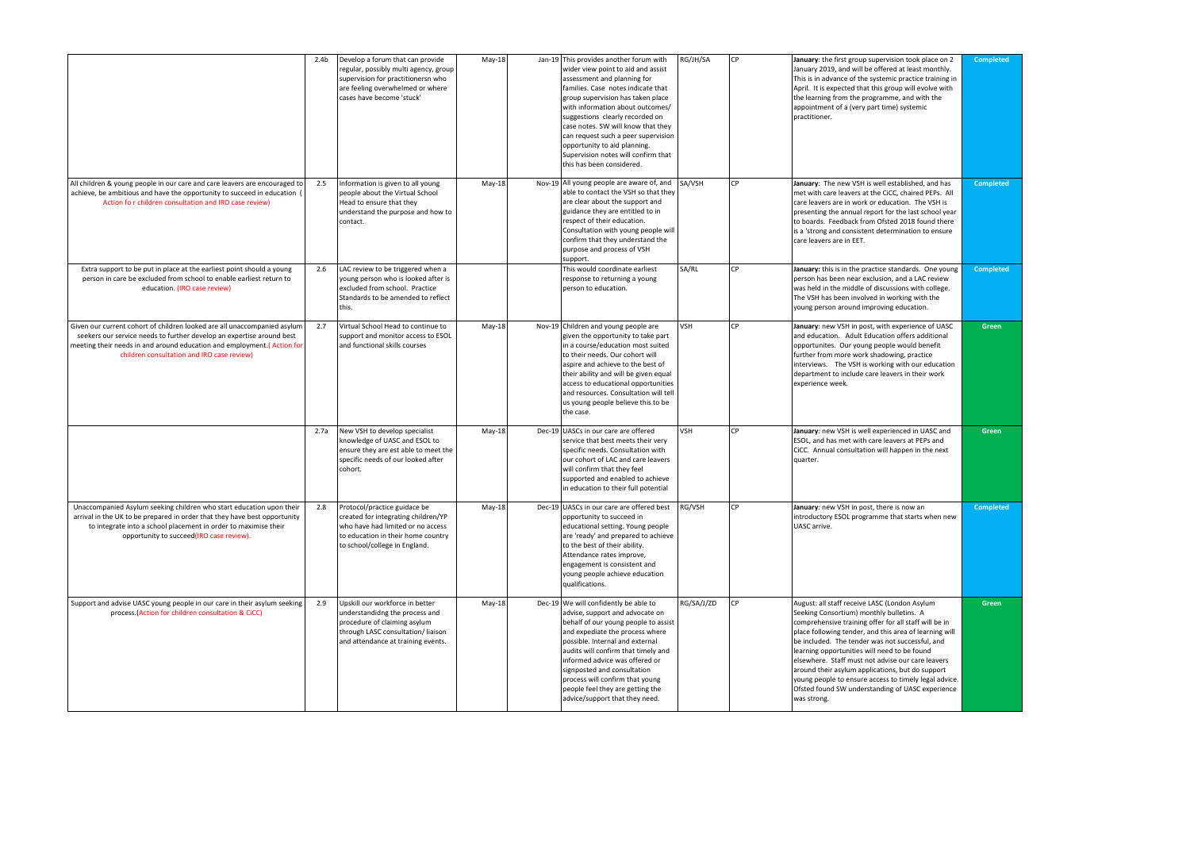| | | | | | | | | | |
|---|---|---|---|---|---|---|---|---|---|
| | 2.4b | Develop a forum that can provide regular, possibly multi agency, group supervision for practitionersn who are feeling overwhelmed or where cases have become 'stuck' | May-18 | Jan-19 | This provides another forum with wider view point to aid and assist assessment and planning for families. Case notes indicate that group supervision has taken place with information about outcomes/ suggestions clearly recorded on case notes. SW will know that they can request such a peer supervision opportunity to aid planning. Supervision notes will confirm that this has been considered. | RG/JH/SA | CP | **January**: the first group supervision took place on 2 January 2019, and will be offered at least monthly. This is in advance of the systemic practice training in April. It is expected that this group will evolve with the learning from the programme, and with the appointment of a (very part time) systemic practitioner. | **Completed** |
| All children & young people in our care and care leavers are encouraged to achieve, be ambitious and have the opportunity to succeed in education ( Action fo r children consultation and IRO case review) | 2.5 | Information is given to all young people about the Virtual School Head to ensure that they understand the purpose and how to contact. | May-18 | Nov-19 | All young people are aware of, and able to contact the VSH so that they are clear about the support and guidance they are entitled to in respect of their education. Consultation with young people will confirm that they understand the purpose and process of VSH support. | SA/VSH | CP | **January**: The new VSH is well established, and has met with care leavers at the CiCC, chaired PEPs. All care leavers are in work or education. The VSH is presenting the annual report for the last school year to boards. Feedback from Ofsted 2018 found there is a 'strong and consistent determination to ensure care leavers are in EET. | **Completed** |
| Extra support to be put in place at the earliest point should a young person in care be excluded from school to enable earliest return to education. (IRO case review) | 2.6 | LAC review to be triggered when a young person who is looked after is excluded from school. Practice Standards to be amended to reflect this. | | | This would coordinate earliest response to returning a young person to education. | SA/RL | CP | **January**: this is in the practice standards. One young person has been near exclusion, and a LAC review was held in the middle of discussions with college. The VSH has been involved in working with the young person around improving education. | **Completed** |
| Given our current cohort of children looked are all unaccompanied asylum seekers our service needs to further develop an expertise around best meeting their needs in and around education and employment.( Action for children consultation and IRO case review) | 2.7 | Virtual School Head to continue to support and monitor access to ESOL and functional skills courses | May-18 | Nov-19 | Children and young people are given the opportunity to take part in a course/education most suited to their needs. Our cohort will aspire and achieve to the best of their ability and will be given equal access to educational opportunities and resources. Consultation will tell us young people believe this to be the case. | VSH | CP | **January**: new VSH in post, with experience of UASC and education. Adult Education offers additional opportunites. Our young people would benefit further from more work shadowing, practice interviews. The VSH is working with our education department to include care leavers in their work experience week. | **Green** |
| | 2.7a | New VSH to develop specialist knowledge of UASC and ESOL to ensure they are est able to meet the specific needs of our looked after cohort. | May-18 | Dec-19 | UASCs in our care are offered service that best meets their very specific needs. Consultation with our cohort of LAC and care leavers will confirm that they feel supported and enabled to achieve in education to their full potential | VSH | CP | **January**: new VSH is well experienced in UASC and ESOL, and has met with care leavers at PEPs and CiCC. Annual consultation will happen in the next quarter. | **Green** |
| Unaccompanied Asylum seeking children who start education upon their arrival in the UK to be prepared in order that they have best opportunity to integrate into a school placement in order to maximise their opportunity to succeed(IRO case review). | 2.8 | Protocol/practice guidace be created for integrating children/YP who have had limited or no access to education in their home country to school/college in England. | May-18 | Dec-19 | UASCs in our care are offered best opportunity to succeed in educational setting. Young people are 'ready' and prepared to achieve to the best of their ability. Attendance rates improve, engagement is consistent and young people achieve education qualifications. | RG/VSH | CP | **January**: new VSH in post, there is now an introductory ESOL programme that starts when new UASC arrive. | **Completed** |
| Support and advise UASC young people in our care in their asylum seeking process.(Action for children consultation & CiCC) | 2.9 | Upskill our workforce in better understandidng the process and procedure of claiming asylum through LASC consultation/ liaison and attendance at training events. | May-18 | Dec-19 | We will confidently be able to advise, support and advocate on behalf of our young people to assist and expediate the process where possible. Internal and external audits will confirm that timely and informed advice was offered or signposted and consultation process will confirm that young people feel they are getting the advice/support that they need. | RG/SA/J/ZD | CP | August: all staff receive LASC (London Asylum Seeking Consortium) monthly bulletins. A comprehensive training offer for all staff will be in place following tender, and this area of learning will be included. The tender was not successful, and learning opportunities will need to be found elsewhere. Staff must not advise our care leavers around their asylum applications, but do support young people to ensure access to timely legal advice. Ofsted found SW understanding of UASC experience was strong. | **Green** |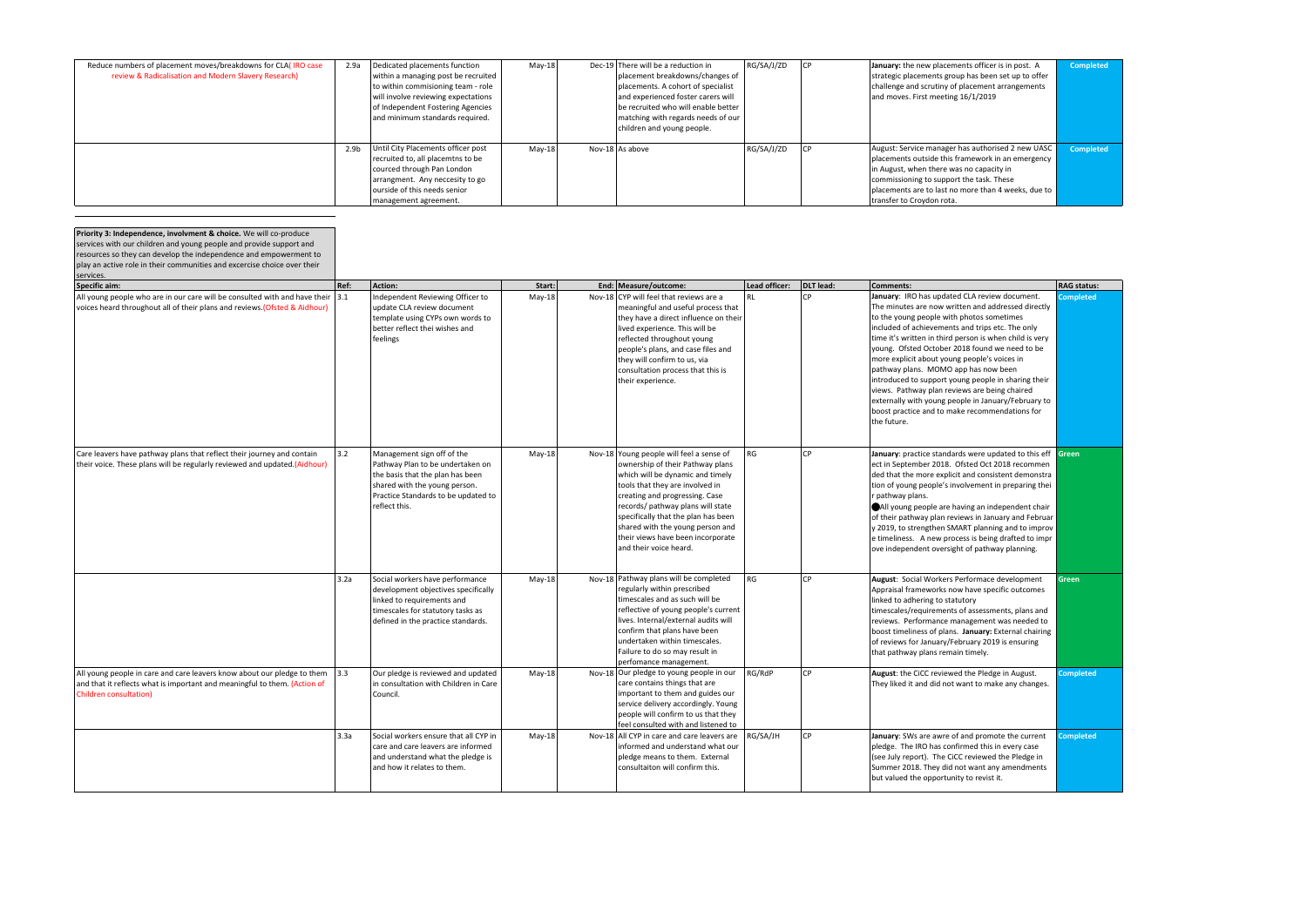| Specific aim: | Ref: | Action: | Start: | End: | Measure/outcome: | Lead officer: | DLT lead: | Comments: | RAG status: |
|---|---|---|---|---|---|---|---|---|---|
| Reduce numbers of placement moves/breakdowns for CLA( IRO case review & Radicalisation and Modern Slavery Research) | 2.9a | Dedicated placements function within a managing post be recruited to within commisioning team - role will involve reviewing expectations of Independent Fostering Agencies and minimum standards required. | May-18 | Dec-19 | There will be a reduction in placement breakdowns/changes of placements. A cohort of specialist and experienced foster carers will be recruited who will enable better matching with regards needs of our children and young people. | RG/SA/J/ZD | CP | **January:** the new placements officer is in post. A strategic placements group has been set up to offer challenge and scrutiny of placement arrangements and moves. First meeting 16/1/2019 | Completed |
| | 2.9b | Until City Placements officer post recruited to, all placemtns to be courced through Pan London arrangment. Any neccesity to go ourside of this needs senior management agreement. | May-18 | Nov-18 | As above | RG/SA/J/ZD | CP | August: Service manager has authorised 2 new UASC placements outside this framework in an emergency in August, when there was no capacity in commissioning to support the task. These placements are to last no more than 4 weeks, due to transfer to Croydon rota. | Completed |

**Priority 3: Independence, involvment & choice.** We will co-produce services with our children and young people and provide support and resources so they can develop the independence and empowerment to play an active role in their communities and excercise choice over their services.

| Specific aim: | Ref: | Action: | Start: | End: | Measure/outcome: | Lead officer: | DLT lead: | Comments: | RAG status: |
|---|---|---|---|---|---|---|---|---|---|
| All young people who are in our care will be consulted with and have their voices heard throughout all of their plans and reviews.(Ofsted & Aidhour) | 3.1 | Independent Reviewing Officer to update CLA review document template using CYPs own words to better reflect thei wishes and feelings | May-18 | Nov-18 | CYP will feel that reviews are a meaningful and useful process that they have a direct influence on their lived experience. This will be reflected throughout young people's plans, and case files and they will confirm to us, via consultation process that this is their experience. | RL | CP | **January**: IRO has updated CLA review document. The minutes are now written and addressed directly to the young people with photos sometimes included of achievements and trips etc. The only time it's written in third person is when child is very young. Ofsted October 2018 found we need to be more explicit about young people's voices in pathway plans. MOMO app has now been introduced to support young people in sharing their views. Pathway plan reviews are being chaired externally with young people in January/February to boost practice and to make recommendations for the future. | Completed |
| Care leavers have pathway plans that reflect their journey and contain their voice. These plans will be regularly reviewed and updated.(Aidhour) | 3.2 | Management sign off of the Pathway Plan to be undertaken on the basis that the plan has been shared with the young person. Practice Standards to be updated to reflect this. | May-18 | Nov-18 | Young people will feel a sense of ownership of their Pathway plans which will be dynamic and timely tools that they are involved in creating and progressing. Case records/ pathway plans will state specifically that the plan has been shared with the young person and their views have been incorporate and their voice heard. | RG | CP | **January**: practice standards were updated to this effect in September 2018. Ofsted Oct 2018 recommended that the more explicit and consistent demonstration of young people's involvement in preparing their pathway plans. ●All young people are having an independent chair of their pathway plan reviews in January and February 2019, to strengthen SMART planning and to improve timeliness. A new process is being drafted to improve independent oversight of pathway planning. | Green |
| | 3.2a | Social workers have performance development objectives specifically linked to requirements and timescales for statutory tasks as defined in the practice standards. | May-18 | Nov-18 | Pathway plans will be completed regularly within prescribed timescales and as such will be reflective of young people's current lives. Internal/external audits will confirm that plans have been undertaken within timescales. Failure to do so may result in perfomance management. | RG | CP | **August**: Social Workers Performace development Appraisal frameworks now have specific outcomes linked to adhering to statutory timescales/requirements of assessments, plans and reviews. Performance management was needed to boost timeliness of plans. **January:** External chairing of reviews for January/February 2019 is ensuring that pathway plans remain timely. | Green |
| All young people in care and care leavers know about our pledge to them and that it reflects what is important and meaningful to them. (Action of Children consultation) | 3.3 | Our pledge is reviewed and updated in consultation with Children in Care Council. | May-18 | Nov-18 | Our pledge to young people in our care contains things that are important to them and guides our service delivery accordingly. Young people will confirm to us that they feel consulted with and listened to | RG/RdP | CP | **August**: the CiCC reviewed the Pledge in August. They liked it and did not want to make any changes. | Completed |
| | 3.3a | Social workers ensure that all CYP in care and care leavers are informed and understand what the pledge is and how it relates to them. | May-18 | Nov-18 | All CYP in care and care leavers are informed and understand what our pledge means to them. External consultaiton will confirm this. | RG/SA/JH | CP | **January**: SWs are awre of and promote the current pledge. The IRO has confirmed this in every case (see July report). The CiCC reviewed the Pledge in Summer 2018. They did not want any amendments but valued the opportunity to revist it. | Completed |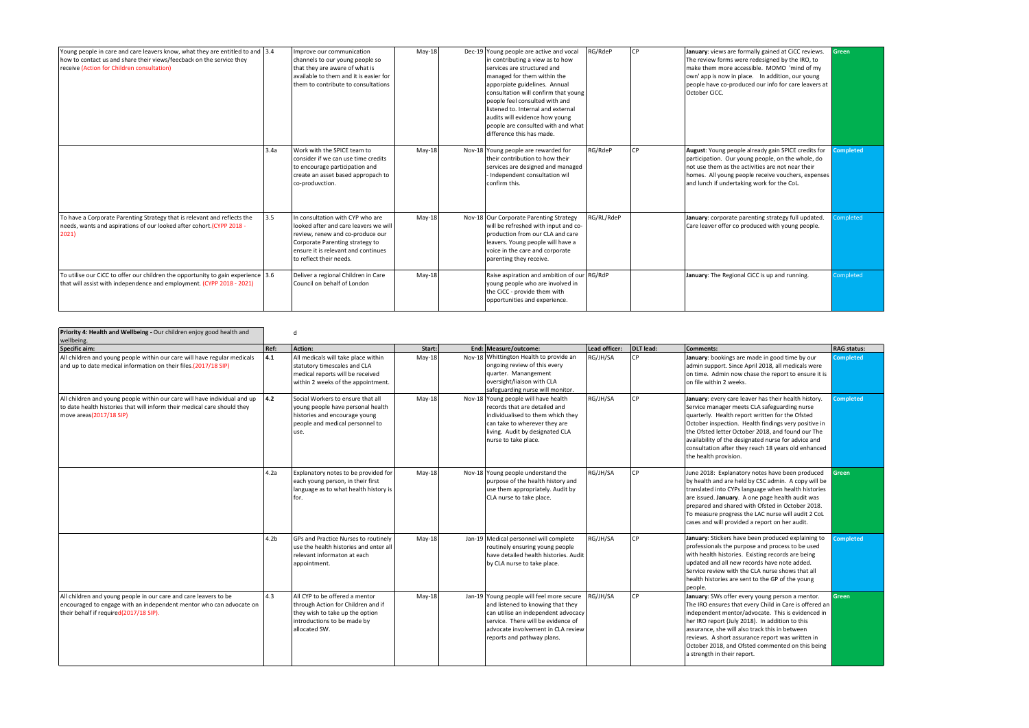| | | | | | | | | | |
|---|---|---|---|---|---|---|---|---|---|
| Young people in care and care leavers know, what they are entitled to and how to contact us and share their views/feecback on the service they receive (Action for Children consultation) | 3.4 | Improve our communication channels to our young people so that they are aware of what is available to them and it is easier for them to contribute to consultations | May-18 | Dec-19 | Young people are active and vocal in contributing a view as to how services are structured and managed for them within the appropiate guidelines. Annual consultation will confirm that young people feel consulted with and listened to. Internal and external audits will evidence how young people are consulted with and what difference this has made. | RG/RdeP | CP | **January**: views are formally gained at CiCC reviews. The review forms were redesigned by the IRO, to make them more accessible. MOMO 'mind of my own' app is now in place. In addition, our young people have co-produced our info for care leavers at October CiCC. | Green |
| | 3.4a | Work with the SPICE team to consider if we can use time credits to encourage participation and create an asset based appropach to co-produvction. | May-18 | Nov-18 | Young people are rewarded for their contribution to how their services are designed and managed - Independent consultation wil confirm this. | RG/RdeP | CP | **August**: Young people already gain SPICE credits for participation. Our young people, on the whole, do not use them as the activities are not near their homes. All young people receive vouchers, expenses and lunch if undertaking work for the CoL. | Completed |
| To have a Corporate Parenting Strategy that is relevant and reflects the needs, wants and aspirations of our looked after cohort.(CYPP 2018 - 2021) | 3.5 | In consultation with CYP who are looked after and care leavers we will review, renew and co-produce our Corporate Parenting strategy to ensure it is relevant and continues to reflect their needs. | May-18 | Nov-18 | Our Corporate Parenting Strategy will be refreshed with input and co-production from our CLA and care leavers. Young people will have a voice in the care and corporate parenting they receive. | RG/RL/RdeP | | **January**: corporate parenting strategy full updated. Care leaver offer co produced with young people. | Completed |
| To utilise our CiCC to offer our children the opportunity to gain experience that will assist with independence and employment. (CYPP 2018 - 2021) | 3.6 | Deliver a regional Children in Care Council on behalf of London | May-18 | | Raise aspiration and ambition of our young people who are involved in the CiCC - provide them with opportunities and experience. | RG/RdP | | **January**: The Regional CiCC is up and running. | Completed |

d

| **Priority 4: Health and Wellbeing -** Our children enjoy good health and wellbeing. | | | | | | | | | |
|---|---|---|---|---|---|---|---|---|---|
| **Specific aim:** | **Ref:** | **Action:** | **Start:** | **End:** | **Measure/outcome:** | **Lead officer:** | **DLT lead:** | **Comments:** | **RAG status:** |
| All children and young people within our care will have regular medicals and up to date medical information on their files.(2017/18 SIP) | **4.1** | All medicals will take place within statutory timescales and CLA medical reports will be received within 2 weeks of the appointment. | May-18 | Nov-18 | Whittington Health to provide an ongoing review of this every quarter. Manangement oversight/liaison with CLA safeguarding nurse will monitor. | RG/JH/SA | CP | **January**: bookings are made in good time by our admin support. Since April 2018, all medicals were on time. Admin now chase the report to ensure it is on file within 2 weeks. | Completed |
| All children and young people within our care will have individual and up to date health histories that will inform their medical care should they move areas(2017/18 SIP) | **4.2** | Social Workers to ensure that all young people have personal health histories and encourage young people and medical personnel to use. | May-18 | Nov-18 | Young people will have health records that are detailed and individualised to them which they can take to wherever they are living. Audit by designated CLA nurse to take place. | RG/JH/SA | CP | **January**: every care leaver has their health history. Service manager meets CLA safeguarding nurse quarterly. Health report written for the Ofsted October inspection. Health findings very positive in the Ofsted letter October 2018, and found our The availability of the designated nurse for advice and consultation after they reach 18 years old enhanced the health provision. | Completed |
| | 4.2a | Explanatory notes to be provided for each young person, in their first language as to what health history is for. | May-18 | Nov-18 | Young people understand the purpose of the health history and use them appropriately. Audit by CLA nurse to take place. | RG/JH/SA | CP | June 2018: Explanatory notes have been produced by health and are held by CSC admin. A copy will be translated into CYPs language when health histories are issued. **January**. A one page health audit was prepared and shared with Ofsted in October 2018. To measure progress the LAC nurse will audit 2 CoL cases and will provided a report on her audit. | Green |
| | 4.2b | GPs and Practice Nurses to routinely use the health histories and enter all relevant informaton at each appointment. | May-18 | Jan-19 | Medical personnel will complete routinely ensuring young people have detailed health histories. Audit by CLA nurse to take place. | RG/JH/SA | CP | **January**: Stickers have been produced explaining to professionals the purpose and process to be used with health histories. Existing records are being updated and all new records have note added. Service review with the CLA nurse shows that all health histories are sent to the GP of the young people. | Completed |
| All children and young people in our care and care leavers to be encouraged to engage with an independent mentor who can advocate on their behalf if required(2017/18 SIP). | 4.3 | All CYP to be offered a mentor through Action for Children and if they wish to take up the option introductions to be made by allocated SW. | May-18 | Jan-19 | Young people will feel more secure and listened to knowing that they can utilise an independent advocacy service. There will be evidence of advocate involvement in CLA review reports and pathway plans. | RG/JH/SA | CP | **January**: SWs offer every young person a mentor. The IRO ensures that every Child in Care is offered an independent mentor/advocate. This is evidenced in her IRO report (July 2018). In addition to this assurance, she will also track this in between reviews. A short assurance report was written in October 2018, and Ofsted commented on this being a strength in their report. | Green |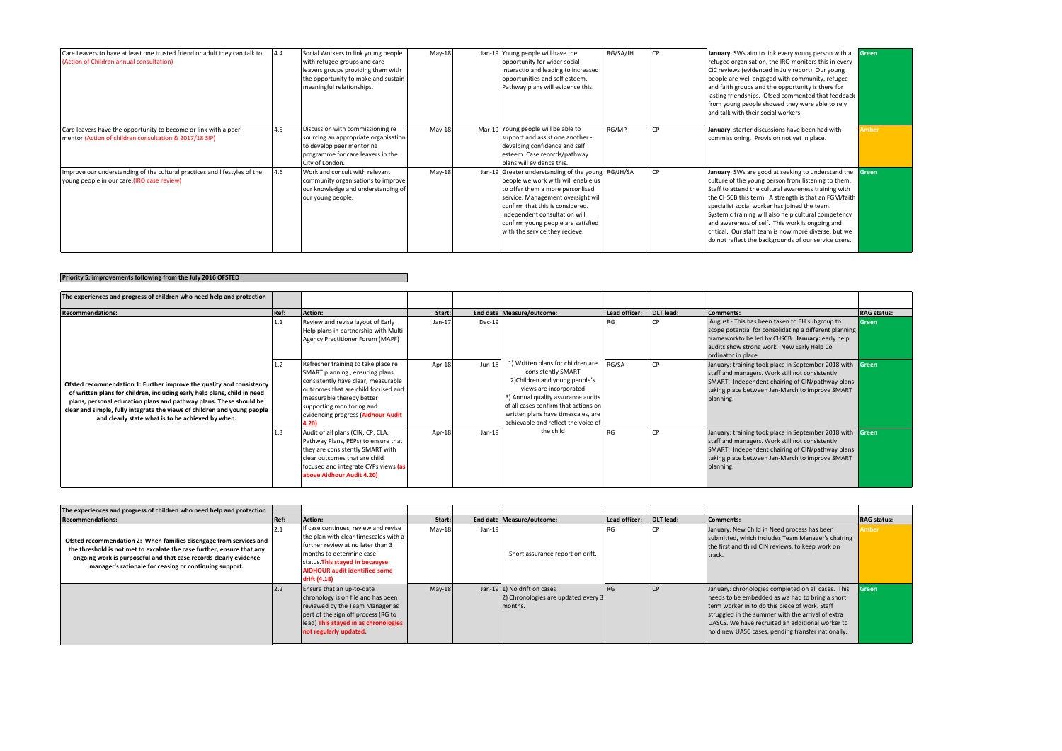| | | | | | | | | | |
|---|---|---|---|---|---|---|---|---|---|
| Care Leavers to have at least one trusted friend or adult they can talk to (Action of Children annual consultation) | 4.4 | Social Workers to link young people with refugee groups and care leavers groups providing them with the opportunity to make and sustain meaningful relationships. | May-18 | Jan-19 | Young people will have the opportunity for wider social interactio and leading to increased opportunities and self esteem. Pathway plans will evidence this. | RG/SA/JH | CP | **January**: SWs aim to link every young person with a refugee organisation, the IRO monitors this in every CiC reviews (evidenced in July report). Our young people are well engaged with community, refugee and faith groups and the opportunity is there for lasting friendships. Ofsed commented that feedback from young people showed they were able to rely and talk with their social workers. | Green |
| Care leavers have the opportunity to become or link with a peer mentor.(Action of children consultation & 2017/18 SIP) | 4.5 | Discussion with commissioning re sourcing an appropriate organisation to develop peer mentoring programme for care leavers in the City of London. | May-18 | Mar-19 | Young people will be able to support and assist one another - develping confidence and self esteem. Case records/pathway plans will evidence this. | RG/MP | CP | **January**: starter discussions have been had with commissioning. Provision not yet in place. | Amber |
| Improve our understanding of the cultural practices and lifestyles of the young people in our care.(IRO case review) | 4.6 | Work and consult with relevant community organisations to improve our knowledge and understanding of our young people. | May-18 | Jan-19 | Greater understanding of the young people we work with will enable us to offer them a more personlised service. Management oversight will confirm that this is considered. Independent consultation will confirm young people are satisfied with the service they recieve. | RG/JH/SA | CP | **January**: SWs are good at seeking to understand the culture of the young person from listening to them. Staff to attend the cultural awareness training with the CHSCB this term. A strength is that an FGM/faith specialist social worker has joined the team. Systemic training will also help cultural competency and awareness of self. This work is ongoing and critical. Our staff team is now more diverse, but we do not reflect the backgrounds of our service users. | Green |

**Priority 5: improvements following from the July 2016 OFSTED**

| The experiences and progress of children who need help and protection | | | | | | | | | |
|---|---|---|---|---|---|---|---|---|---|
| **Recommendations:** | **Ref:** | **Action:** | **Start:** | **End date** | **Measure/outcome:** | **Lead officer:** | **DLT lead:** | **Comments:** | **RAG status:** |
| **Ofsted recommendation 1: Further improve the quality and consistency of written plans for children, including early help plans, child in need plans, personal education plans and pathway plans. These should be clear and simple, fully integrate the views of children and young people and clearly state what is to be achieved by when.** | 1.1 | Review and revise layout of Early Help plans in partnership with Multi-Agency Practitioner Forum (MAPF) | Jan-17 | Dec-19 | 1) Written plans for children are consistently SMART 2)Children and young people's views are incorporated 3) Annual quality assurance audits of all cases confirm that actions on written plans have timescales, are achievable and reflect the voice of the child | RG | CP | August - This has been taken to EH subgroup to scope potential for consolidating a different planning frameworkto be led by CHSCB. **January:** early help audits show strong work. New Early Help Co ordinator in place. | Green |
| | 1.2 | Refresher training to take place re SMART planning , ensuring plans consistently have clear, measurable outcomes that are child focused and measurable thereby better supporting monitoring and evidencing progress (Aidhour Audit 4.20) | Apr-18 | Jun-18 | | RG/SA | CP | January: training took place in September 2018 with staff and managers. Work still not consistently SMART. Independent chairing of CIN/pathway plans taking place between Jan-March to improve SMART planning. | Green |
| | 1.3 | Audit of all plans (CIN, CP, CLA, Pathway Plans, PEPs) to ensure that they are consistently SMART with clear outcomes that are child focused and integrate CYPs views (as above Aidhour Audit 4.20) | Apr-18 | Jan-19 | | RG | CP | January: training took place in September 2018 with staff and managers. Work still not consistently SMART. Independent chairing of CIN/pathway plans taking place between Jan-March to improve SMART planning. | Green |

| The experiences and progress of children who need help and protection | | | | | | | | | |
|---|---|---|---|---|---|---|---|---|---|
| **Recommendations:** | **Ref:** | **Action:** | **Start:** | **End date** | **Measure/outcome:** | **Lead officer:** | **DLT lead:** | **Comments:** | **RAG status:** |
| **Ofsted recommendation 2: When families disengage from services and the threshold is not met to escalate the case further, ensure that any ongoing work is purposeful and that case records clearly evidence manager's rationale for ceasing or continuing support.** | 2.1 | If case continues, review and revise the plan with clear timescales with a further review at no later than 3 months to determine case status.This stayed in becauyse AIDHOUR audit identified some drift (4.18) | May-18 | Jan-19 | Short assurance report on drift. | RG | CP | January. New Child in Need process has been submitted, which includes Team Manager's chairing the first and third CIN reviews, to keep work on track. | Amber |
| | 2.2 | Ensure that an up-to-date chronology is on file and has been reviewed by the Team Manager as part of the sign off process (RG to lead) This stayed in as chronologies not regularly updated. | May-18 | Jan-19 | 1) No drift on cases 2) Chronologies are updated every 3 months. | RG | CP | January: chronologies completed on all cases. This needs to be embedded as we had to bring a short term worker in to do this piece of work. Staff struggled in the summer with the arrival of extra UASCS. We have recruited an additional worker to hold new UASC cases, pending transfer nationally. | Green |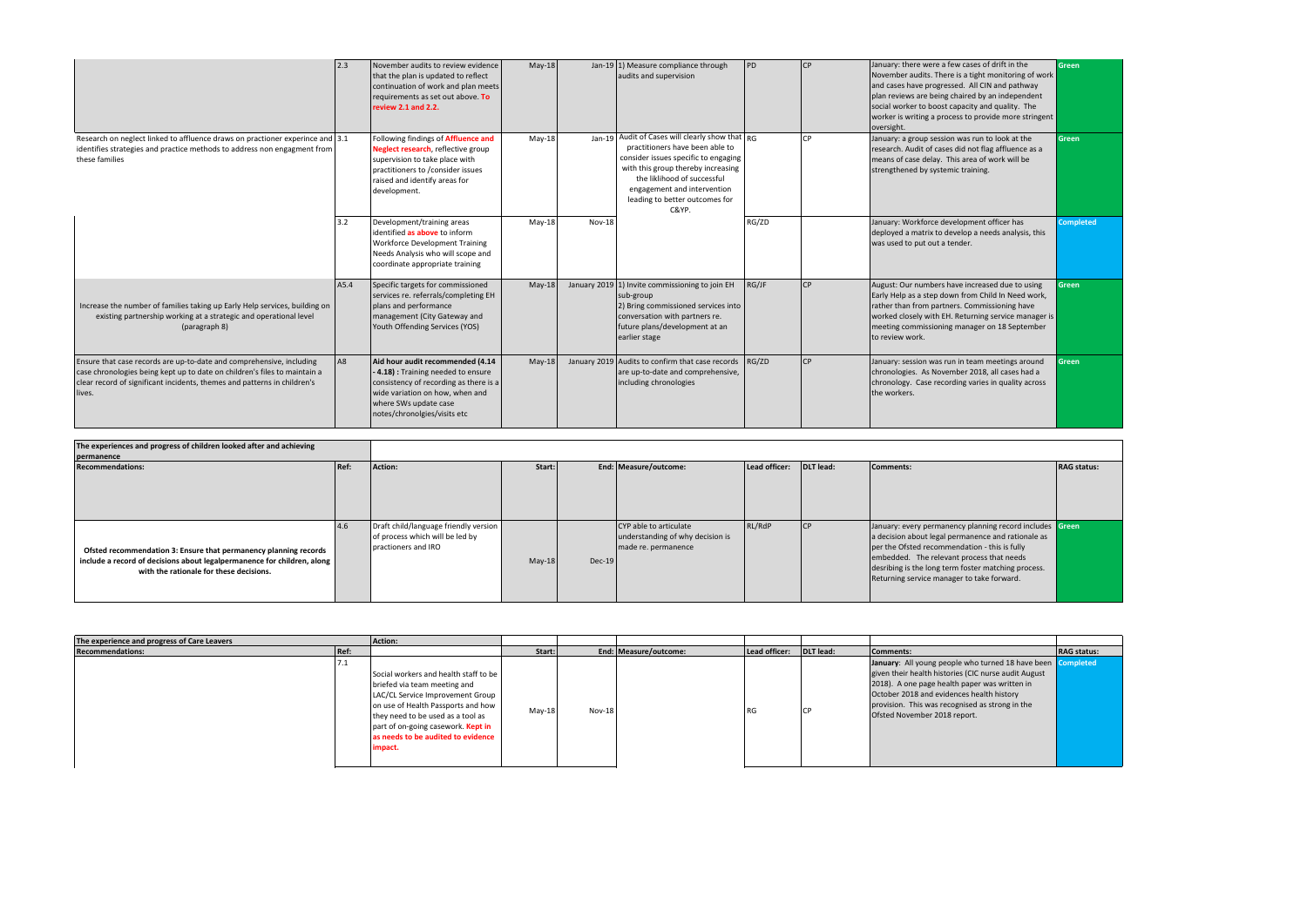| Recommendations: | Ref: | Action: | Start: | End: | Measure/outcome: | Lead officer: | DLT lead: | Comments: | RAG status: |
|---|---|---|---|---|---|---|---|---|---|
| | 2.3 | November audits to review evidence that the plan is updated to reflect continuation of work and plan meets requirements as set out above. **To review 2.1 and 2.2.** | May-18 | Jan-19 | 1) Measure compliance through audits and supervision | PD | CP | January: there were a few cases of drift in the November audits. There is a tight monitoring of work and cases have progressed. All CIN and pathway plan reviews are being chaired by an independent social worker to boost capacity and quality. The worker is writing a process to provide more stringent oversight. | Green |
| Research on neglect linked to affluence draws on practioner experince and identifies strategies and practice methods to address non engagment from these families | 3.1 | Following findings of **Affluence and Neglect research**, reflective group supervision to take place with practitioners to /consider issues raised and identify areas for development. | May-18 | Jan-19 | Audit of Cases will clearly show that practitioners have been able to consider issues specific to engaging with this group thereby increasing the liklihood of successful engagement and intervention leading to better outcomes for C&YP. | RG | CP | January: a group session was run to look at the research. Audit of cases did not flag affluence as a means of case delay. This area of work will be strengthened by systemic training. | Green |
| | 3.2 | Development/training areas identified **as above** to inform Workforce Development Training Needs Analysis who will scope and coordinate appropriate training | May-18 | Nov-18 | | RG/ZD | | January: Workforce development officer has deployed a matrix to develop a needs analysis, this was used to put out a tender. | Completed |
| Increase the number of families taking up Early Help services, building on existing partnership working at a strategic and operational level (paragraph 8) | A5.4 | Specific targets for commissioned services re. referrals/completing EH plans and performance management (City Gateway and Youth Offending Services (YOS) | May-18 | January 2019 | 1) Invite commissioning to join EH sub-group<br>2) Bring commissioned services into conversation with partners re. future plans/development at an earlier stage | RG/JF | CP | August: Our numbers have increased due to using Early Help as a step down from Child In Need work, rather than from partners. Commissioning have worked closely with EH. Returning service manager is meeting commissioning manager on 18 September to review work. | Green |
| Ensure that case records are up-to-date and comprehensive, including case chronologies being kept up to date on children's files to maintain a clear record of significant incidents, themes and patterns in children's lives. | A8 | **Aid hour audit recommended (4.14 - 4.18) :** Training needed to ensure consistency of recording as there is a wide variation on how, when and where SWs update case notes/chronolgies/visits etc | May-18 | January 2019 | Audits to confirm that case records are up-to-date and comprehensive, including chronologies | RG/ZD | CP | January: session was run in team meetings around chronologies. As November 2018, all cases had a chronology. Case recording varies in quality across the workers. | Green |

| The experiences and progress of children looked after and achieving permanence | | | | | | | | | |
|---|---|---|---|---|---|---|---|---|---|
| **Recommendations:** | **Ref:** | **Action:** | **Start:** | **End:** | **Measure/outcome:** | **Lead officer:** | **DLT lead:** | **Comments:** | **RAG status:** |
| **Ofsted recommendation 3: Ensure that permanency planning records include a record of decisions about legalpermanence for children, along with the rationale for these decisions.** | 4.6 | Draft child/language friendly version of process which will be led by practioners and IRO | May-18 | Dec-19 | CYP able to articulate understanding of why decision is made re. permanence | RL/RdP | CP | January: every permanency planning record includes a decision about legal permanence and rationale as per the Ofsted recommendation - this is fully embedded. The relevant process that needs desribing is the long term foster matching process. Returning service manager to take forward. | Green |

| The experience and progress of Care Leavers | | Action: | | | | | | | |
|---|---|---|---|---|---|---|---|---|---|
| **Recommendations:** | **Ref:** | | **Start:** | **End:** | **Measure/outcome:** | **Lead officer:** | **DLT lead:** | **Comments:** | **RAG status:** |
| | 7.1 | Social workers and health staff to be briefed via team meeting and LAC/CL Service Improvement Group on use of Health Passports and how they need to be used as a tool as part of on-going casework. **Kept in as needs to be audited to evidence impact.** | May-18 | Nov-18 | | RG | CP | **January**: All young people who turned 18 have been given their health histories (CIC nurse audit August 2018). A one page health paper was written in October 2018 and evidences health history provision. This was recognised as strong in the Ofsted November 2018 report. | Completed |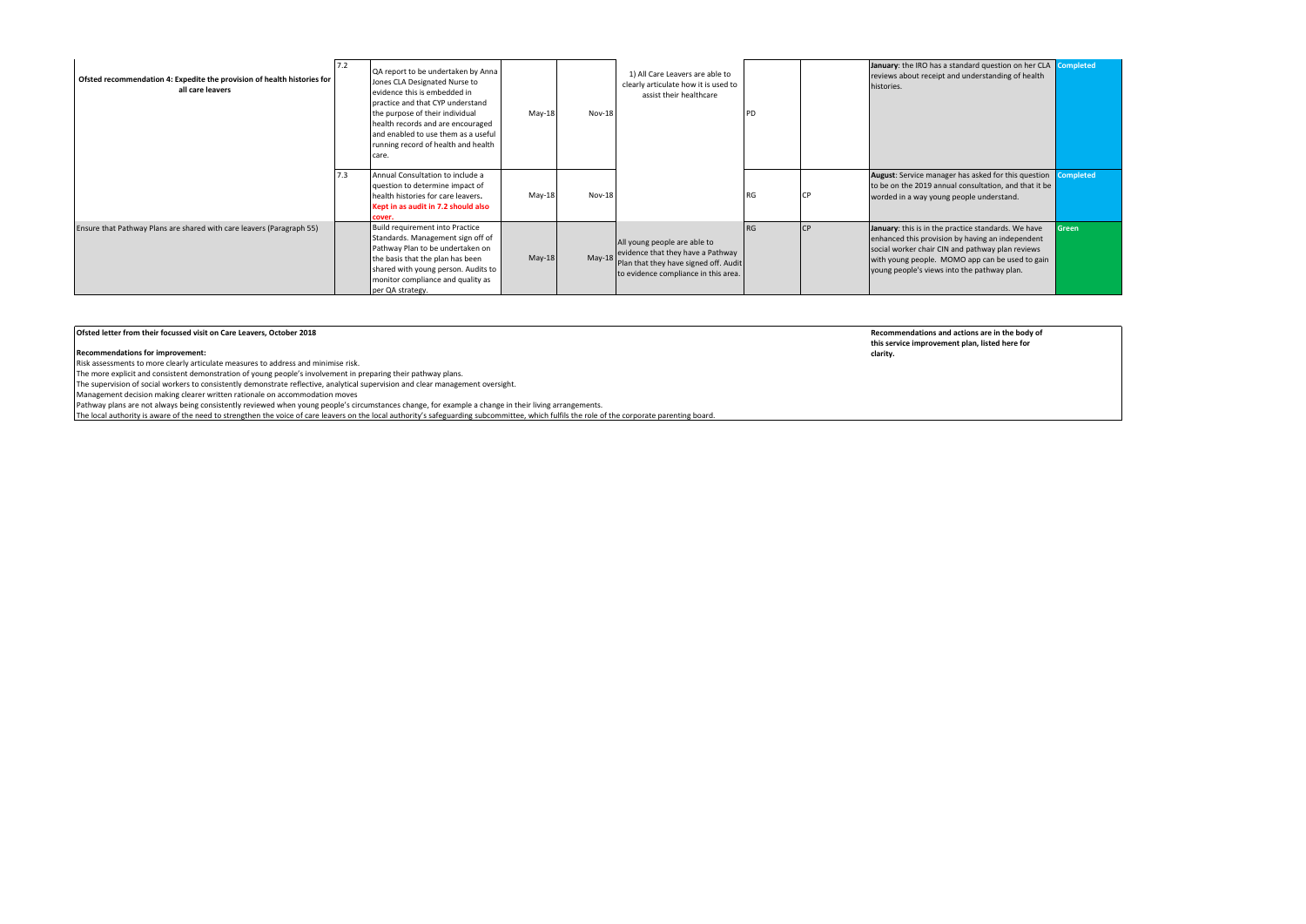| | | | | | | | | | |
|---|---|---|---|---|---|---|---|---|---|
| **Ofsted recommendation 4: Expedite the provision of health histories for all care leavers** | 7.2 | QA report to be undertaken by Anna Jones CLA Designated Nurse to evidence this is embedded in practice and that CYP understand the purpose of their individual health records and are encouraged and enabled to use them as a useful running record of health and health care. | May-18 | Nov-18 | 1) All Care Leavers are able to clearly articulate how it is used to assist their healthcare | PD | | **January**: the IRO has a standard question on her CLA reviews about receipt and understanding of health histories. | Completed |
| | 7.3 | Annual Consultation to include a question to determine impact of health histories for care leavers. **Kept in as audit in 7.2 should also cover.** | May-18 | Nov-18 | | RG | CP | **August**: Service manager has asked for this question to be on the 2019 annual consultation, and that it be worded in a way young people understand. | Completed |
| Ensure that Pathway Plans are shared with care leavers (Paragraph 55) | | Build requirement into Practice Standards. Management sign off of Pathway Plan to be undertaken on the basis that the plan has been shared with young person. Audits to monitor compliance and quality as per QA strategy. | May-18 | May-18 | All young people are able to evidence that they have a Pathway Plan that they have signed off. Audit to evidence compliance in this area. | RG | CP | **January**: this is in the practice standards. We have enhanced this provision by having an independent social worker chair CIN and pathway plan reviews with young people. MOMO app can be used to gain young people's views into the pathway plan. | Green |

**Ofsted letter from their focussed visit on Care Leavers, October 2018**

**Recommendations and actions are in the body of this service improvement plan, listed here for clarity.**

**Recommendations for improvement:**

Risk assessments to more clearly articulate measures to address and minimise risk.

The more explicit and consistent demonstration of young people's involvement in preparing their pathway plans.

The supervision of social workers to consistently demonstrate reflective, analytical supervision and clear management oversight.

Management decision making clearer written rationale on accommodation moves

Pathway plans are not always being consistently reviewed when young people's circumstances change, for example a change in their living arrangements.

The local authority is aware of the need to strengthen the voice of care leavers on the local authority's safeguarding subcommittee, which fulfils the role of the corporate parenting board.